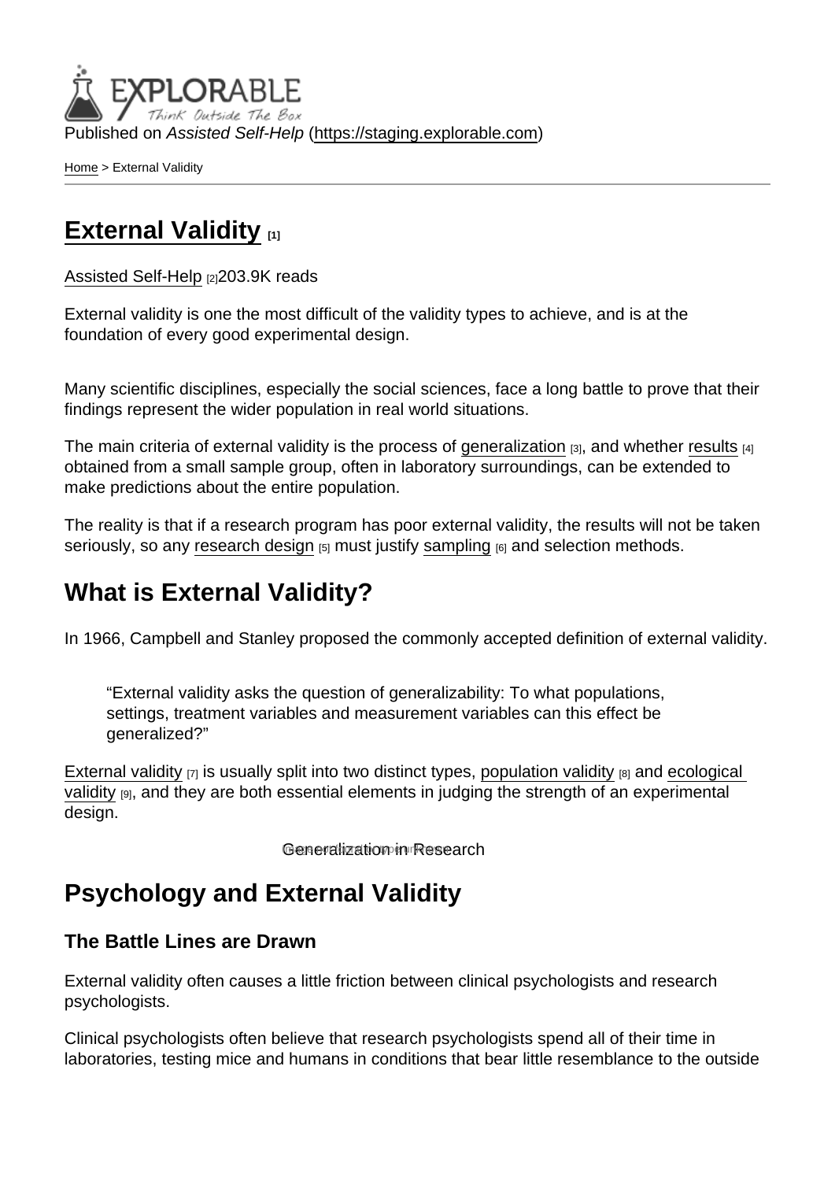Published on *Assisted Self-Help* (https://staging.explorable.com)

Home > External Validity

# External Validity [1]

Assisted Self-Help [2]203.9K reads

External validity is one the most difficult of the validity types to achieve, and is at the foundation of every good experimental design.

Many scientific disciplines, especially the social sciences, face a long battle to prove that their findings represent the wider population in real world situations.

The main criteria of external validity is the process of generalization [3], and whether results [4] obtained from a small sample group, often in laboratory surroundings, can be extended to make predictions about the entire population.

The reality is that if a research program has poor external validity, the results will not be taken seriously, so any research design [5] must justify sampling [6] and selection methods.

## What is External Validity?

In 1966, Campbell and Stanley proposed the commonly accepted definition of external validity.

> "External validity asks the question of generalizability: To what populations, settings, treatment variables and measurement variables can this effect be generalized?"

External validity [7] is usually split into two distinct types, population validity [8] and ecological validity [9], and they are both essential elements in judging the strength of an experimental design.

Generalization in Research

## Psychology and External Validity

### The Battle Lines are Drawn

External validity often causes a little friction between clinical psychologists and research psychologists.

Clinical psychologists often believe that research psychologists spend all of their time in laboratories, testing mice and humans in conditions that bear little resemblance to the outside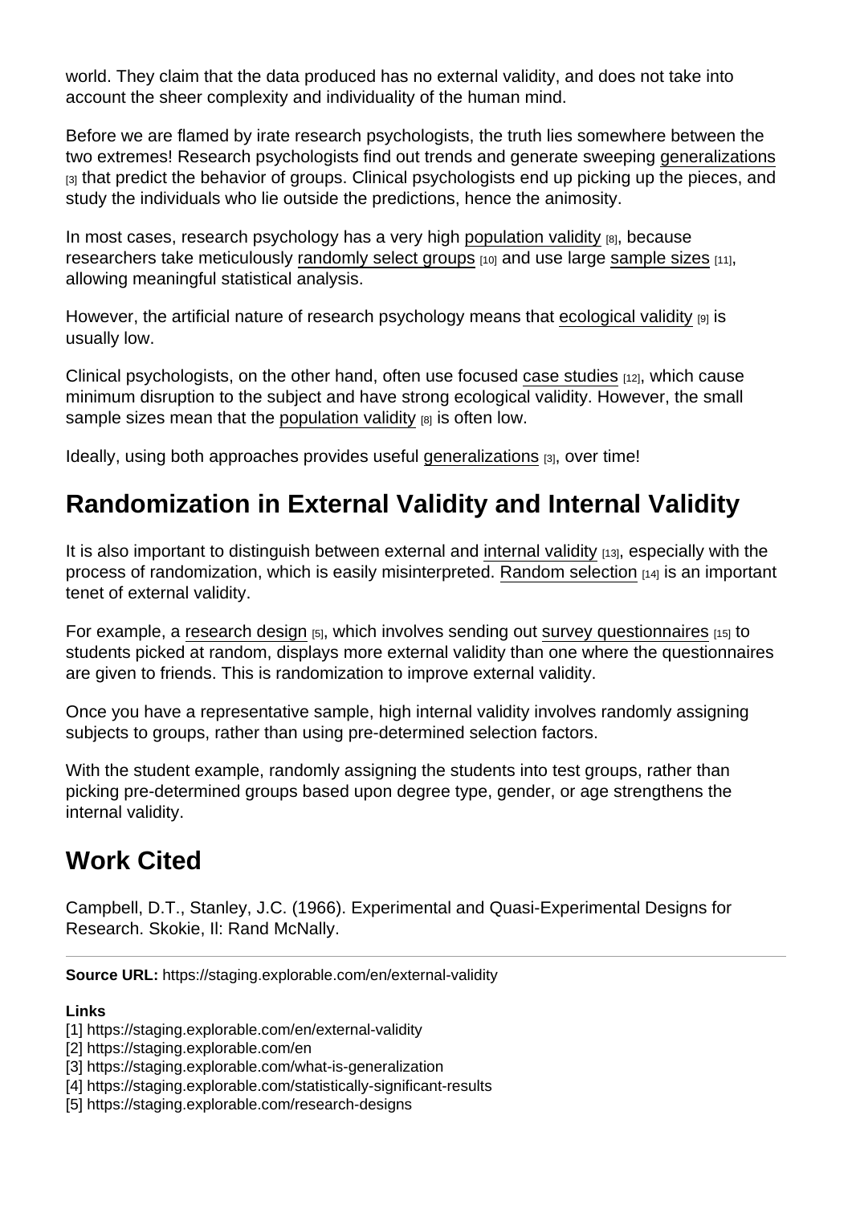world. They claim that the data produced has no external validity, and does not take into account the sheer complexity and individuality of the human mind.

Before we are flamed by irate research psychologists, the truth lies somewhere between the two extremes! Research psychologists find out trends and generate sweeping generalizations [3] that predict the behavior of groups. Clinical psychologists end up picking up the pieces, and study the individuals who lie outside the predictions, hence the animosity.

In most cases, research psychology has a very high population validity [8], because researchers take meticulously randomly select groups [10] and use large sample sizes [11], allowing meaningful statistical analysis.

However, the artificial nature of research psychology means that ecological validity [9] is usually low.

Clinical psychologists, on the other hand, often use focused case studies [12], which cause minimum disruption to the subject and have strong ecological validity. However, the small sample sizes mean that the population validity [8] is often low.

Ideally, using both approaches provides useful generalizations [3], over time!

## Randomization in External Validity and Internal Validity

It is also important to distinguish between external and internal validity [13], especially with the process of randomization, which is easily misinterpreted. Random selection [14] is an important tenet of external validity.

For example, a research design [5], which involves sending out survey questionnaires [15] to students picked at random, displays more external validity than one where the questionnaires are given to friends. This is randomization to improve external validity.

Once you have a representative sample, high internal validity involves randomly assigning subjects to groups, rather than using pre-determined selection factors.

With the student example, randomly assigning the students into test groups, rather than picking pre-determined groups based upon degree type, gender, or age strengthens the internal validity.

## Work Cited

Campbell, D.T., Stanley, J.C. (1966). Experimental and Quasi-Experimental Designs for Research. Skokie, Il: Rand McNally.

---

**Source URL:** https://staging.explorable.com/en/external-validity

**Links**
[1] https://staging.explorable.com/en/external-validity
[2] https://staging.explorable.com/en
[3] https://staging.explorable.com/what-is-generalization
[4] https://staging.explorable.com/statistically-significant-results
[5] https://staging.explorable.com/research-designs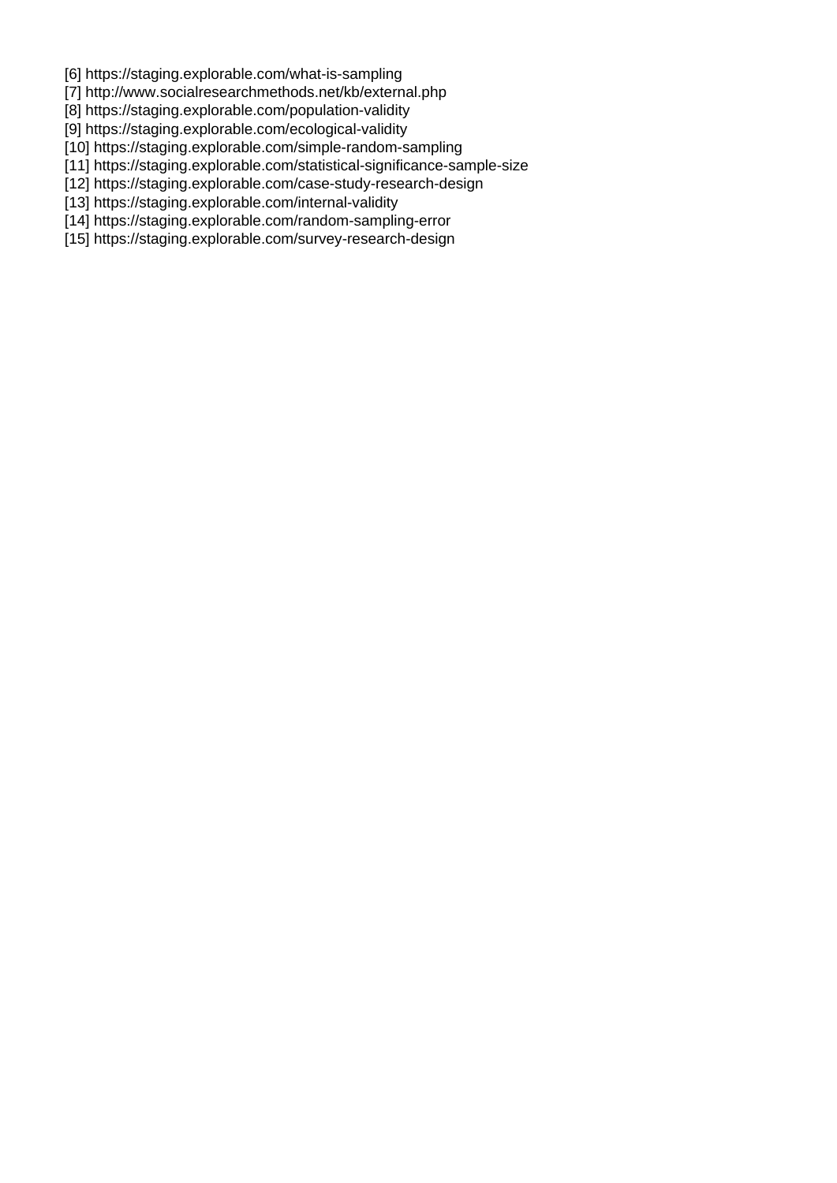[6] https://staging.explorable.com/what-is-sampling
[7] http://www.socialresearchmethods.net/kb/external.php
[8] https://staging.explorable.com/population-validity
[9] https://staging.explorable.com/ecological-validity
[10] https://staging.explorable.com/simple-random-sampling
[11] https://staging.explorable.com/statistical-significance-sample-size
[12] https://staging.explorable.com/case-study-research-design
[13] https://staging.explorable.com/internal-validity
[14] https://staging.explorable.com/random-sampling-error
[15] https://staging.explorable.com/survey-research-design